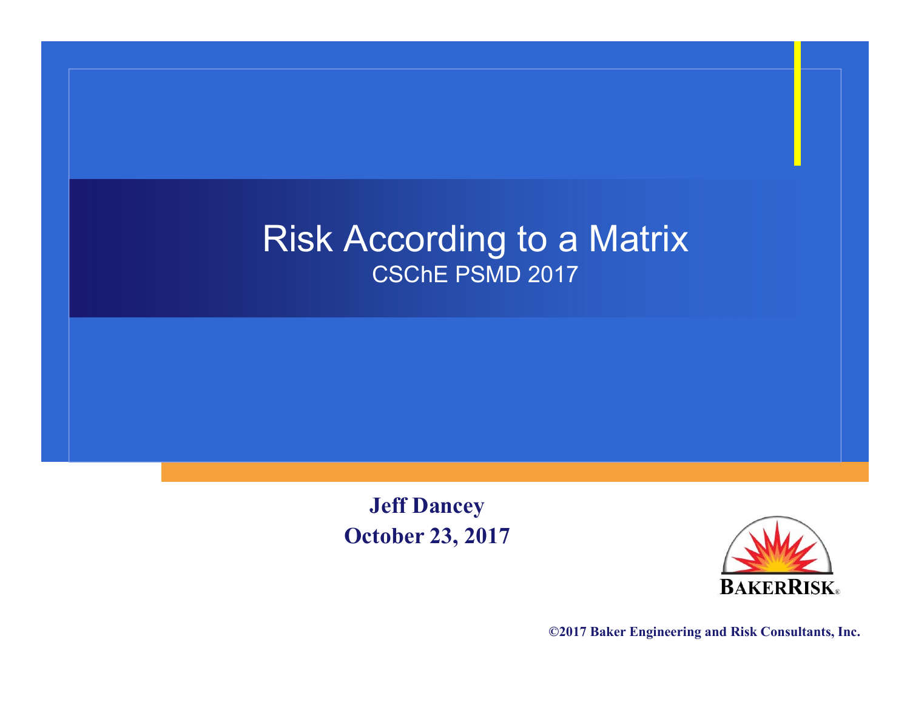# Risk According to a Matrix

## CSChE PSMD 2017

**Jeff Dancey**
**October 23, 2017**

BAKERRISK®

**©2017 Baker Engineering and Risk Consultants, Inc.**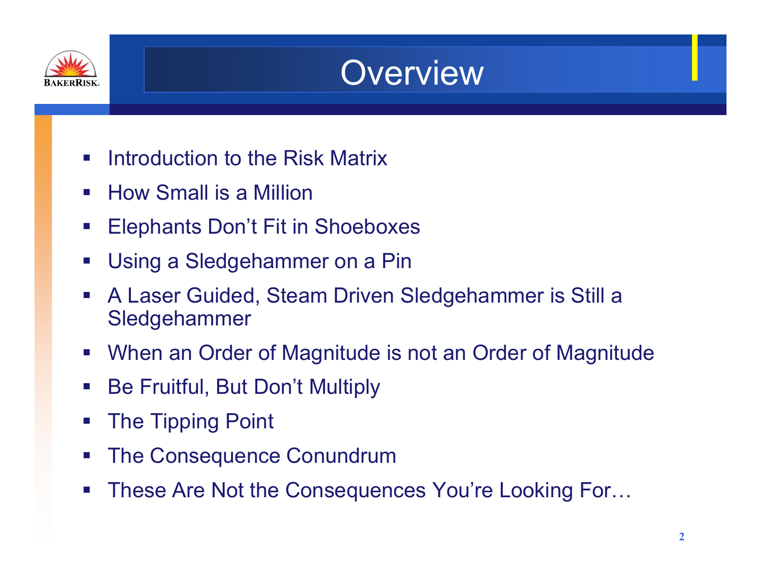# Overview

- Introduction to the Risk Matrix
- How Small is a Million
- Elephants Don't Fit in Shoeboxes
- Using a Sledgehammer on a Pin
- A Laser Guided, Steam Driven Sledgehammer is Still a Sledgehammer
- When an Order of Magnitude is not an Order of Magnitude
- Be Fruitful, But Don't Multiply
- The Tipping Point
- The Consequence Conundrum
- These Are Not the Consequences You're Looking For…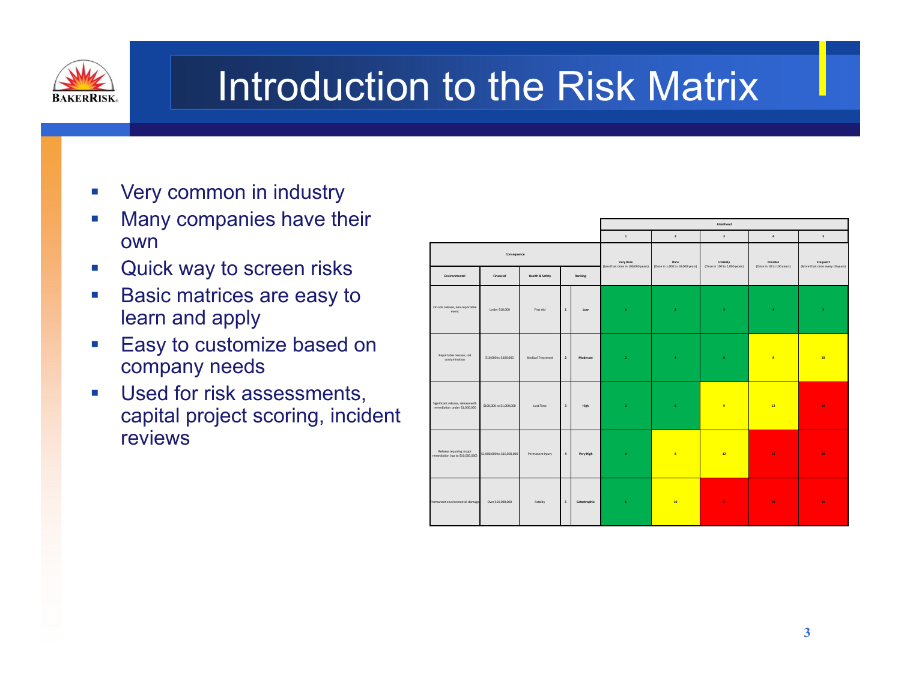# Introduction to the Risk Matrix

- Very common in industry
- Many companies have their own
- Quick way to screen risks
- Basic matrices are easy to learn and apply
- Easy to customize based on company needs
- Used for risk assessments, capital project scoring, incident reviews

| Consequence | | | | | Likelihood | | | | |
|---|---|---|---|---|---|---|---|---|---|
| | | | | | 1 | 2 | 3 | 4 | 5 |
| | | | | | Very Rare (Less than once in 100,000 years) | Rare (Once in 1,000 to 10,000 years) | Unlikely (Once in 100 to 1,000 years) | Possible (Once in 10 to 100 years) | Frequent (More than once every 10 years) |
| Environmental | Financial | Health & Safety | Ranking | | | | | | |
| On-site release, non-reportable event | Under $10,000 | First Aid | 1 | Low | 1 | 2 | 3 | 4 | 5 |
| Reportable release, soil contamination | $10,000 to $100,000 | Medical Treatment | 2 | Moderate | 2 | 4 | 6 | 8 | 10 |
| Significant release, release with remediation under $1,000,000 | $100,000 to $1,000,000 | Lost Time | 3 | High | 3 | 6 | 9 | 12 | 15 |
| Release requiring major remediation (up to $10,000,000) | $1,000,000 to $10,000,000 | Permanent Injury | 4 | Very High | 4 | 8 | 12 | 16 | 20 |
| Permanent environmental damage | Over $10,000,000 | Fatality | 5 | Catastrophic | 5 | 10 | 15 | 20 | 25 |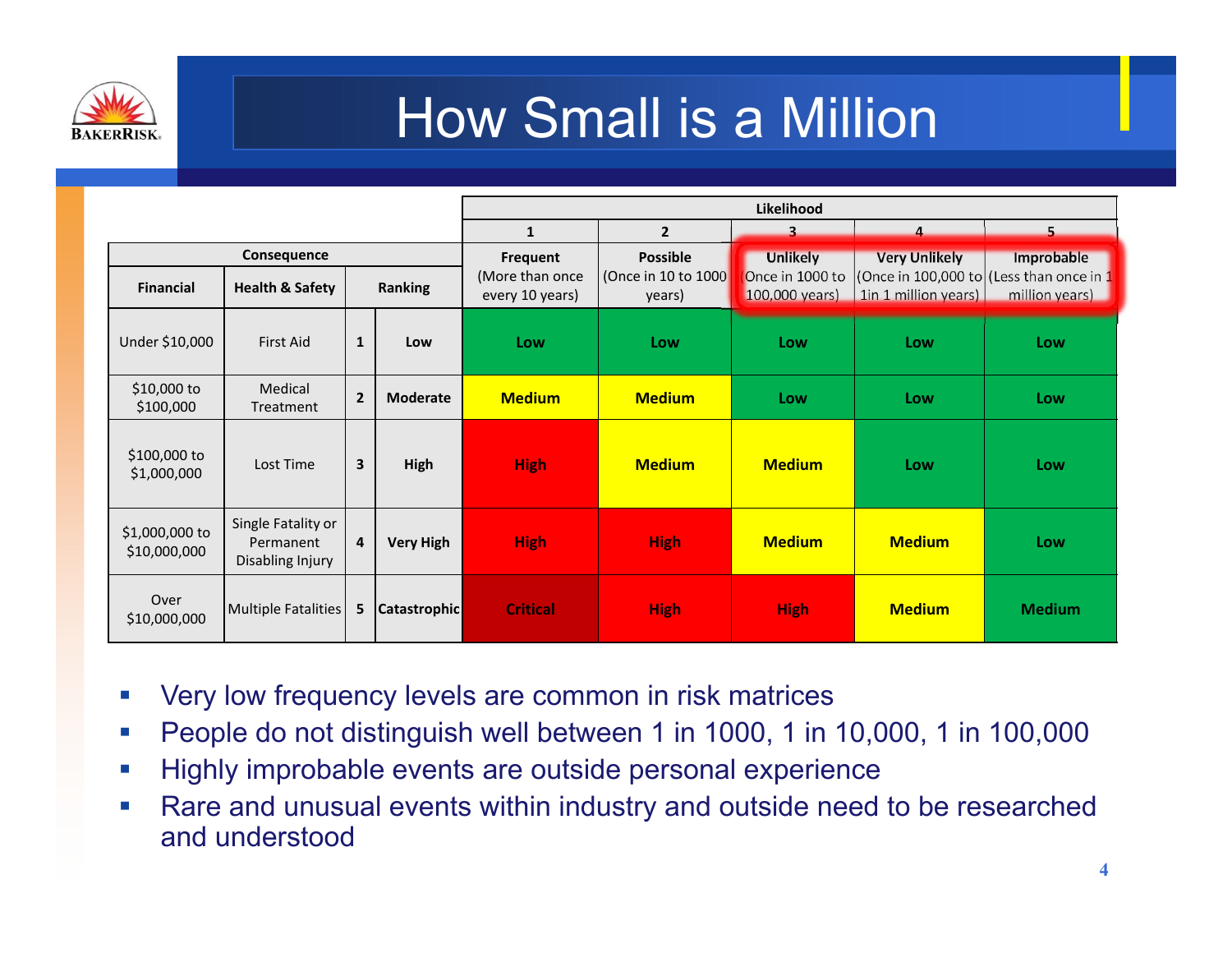# How Small is a Million

| Consequence | | | | Likelihood | | | | |
|---|---|---|---|---|---|---|---|---|
| | | | | 1 | 2 | 3 | 4 | 5 |
| Financial | Health & Safety | Ranking | | Frequent (More than once every 10 years) | Possible (Once in 10 to 1000 years) | Unlikely (Once in 1000 to 100,000 years) | Very Unlikely (Once in 100,000 to 1in 1 million years) | Improbable (Less than once in 1 million years) |
| Under $10,000 | First Aid | 1 | Low | Low | Low | Low | Low | Low |
| $10,000 to $100,000 | Medical Treatment | 2 | Moderate | Medium | Medium | Low | Low | Low |
| $100,000 to $1,000,000 | Lost Time | 3 | High | High | Medium | Medium | Low | Low |
| $1,000,000 to $10,000,000 | Single Fatality or Permanent Disabling Injury | 4 | Very High | High | High | Medium | Medium | Low |
| Over $10,000,000 | Multiple Fatalities | 5 | Catastrophic | Critical | High | High | Medium | Medium |

- Very low frequency levels are common in risk matrices
- People do not distinguish well between 1 in 1000, 1 in 10,000, 1 in 100,000
- Highly improbable events are outside personal experience
- Rare and unusual events within industry and outside need to be researched and understood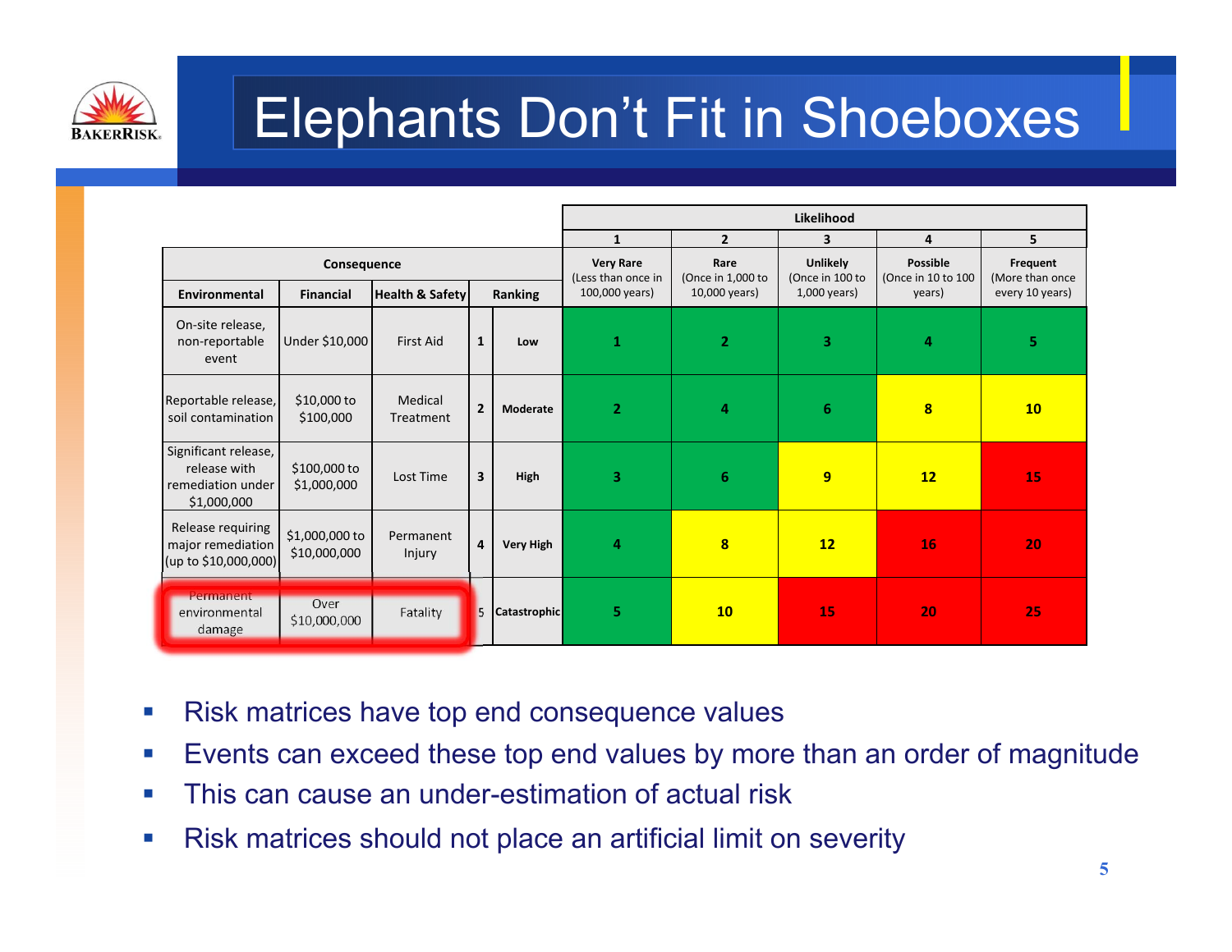# Elephants Don't Fit in Shoeboxes

| Consequence | | | | | Likelihood | | | | |
|---|---|---|---|---|---|---|---|---|---|
| | | | | | 1 | 2 | 3 | 4 | 5 |
| | | | | | Very Rare (Less than once in 100,000 years) | Rare (Once in 1,000 to 10,000 years) | Unlikely (Once in 100 to 1,000 years) | Possible (Once in 10 to 100 years) | Frequent (More than once every 10 years) |
| **Environmental** | **Financial** | **Health & Safety** | **Ranking** | | | | | | |
| On-site release, non-reportable event | Under $10,000 | First Aid | 1 | Low | 1 | 2 | 3 | 4 | 5 |
| Reportable release, soil contamination | $10,000 to $100,000 | Medical Treatment | 2 | Moderate | 2 | 4 | 6 | 8 | 10 |
| Significant release, release with remediation under $1,000,000 | $100,000 to $1,000,000 | Lost Time | 3 | High | 3 | 6 | 9 | 12 | 15 |
| Release requiring major remediation (up to $10,000,000) | $1,000,000 to $10,000,000 | Permanent Injury | 4 | Very High | 4 | 8 | 12 | 16 | 20 |
| Permanent environmental damage | Over $10,000,000 | Fatality | 5 | Catastrophic | 5 | 10 | 15 | 20 | 25 |

- Risk matrices have top end consequence values
- Events can exceed these top end values by more than an order of magnitude
- This can cause an under-estimation of actual risk
- Risk matrices should not place an artificial limit on severity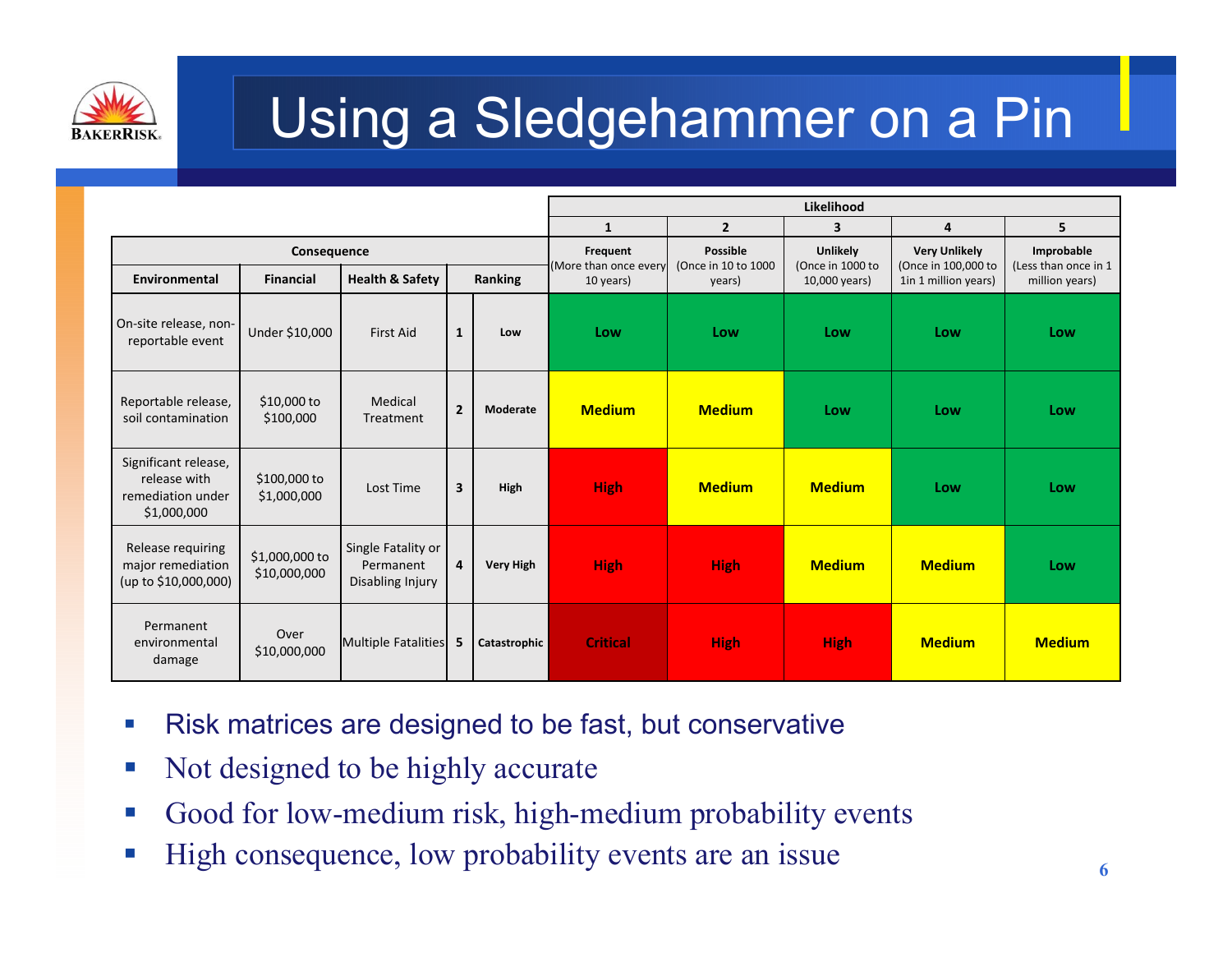# Using a Sledgehammer on a Pin

| Consequence | | | | | Likelihood | | | | |
|---|---|---|---|---|---|---|---|---|---|
| | | | | | 1 | 2 | 3 | 4 | 5 |
| Environmental | Financial | Health & Safety | Ranking | | Frequent (More than once every 10 years) | Possible (Once in 10 to 1000 years) | Unlikely (Once in 1000 to 10,000 years) | Very Unlikely (Once in 100,000 to 1in 1 million years) | Improbable (Less than once in 1 million years) |
| On-site release, non-reportable event | Under $10,000 | First Aid | 1 | Low | Low | Low | Low | Low | Low |
| Reportable release, soil contamination | $10,000 to $100,000 | Medical Treatment | 2 | Moderate | Medium | Medium | Low | Low | Low |
| Significant release, release with remediation under $1,000,000 | $100,000 to $1,000,000 | Lost Time | 3 | High | High | Medium | Medium | Low | Low |
| Release requiring major remediation (up to $10,000,000) | $1,000,000 to $10,000,000 | Single Fatality or Permanent Disabling Injury | 4 | Very High | High | High | Medium | Medium | Low |
| Permanent environmental damage | Over $10,000,000 | Multiple Fatalities | 5 | Catastrophic | Critical | High | High | Medium | Medium |

- Risk matrices are designed to be fast, but conservative
- Not designed to be highly accurate
- Good for low-medium risk, high-medium probability events
- High consequence, low probability events are an issue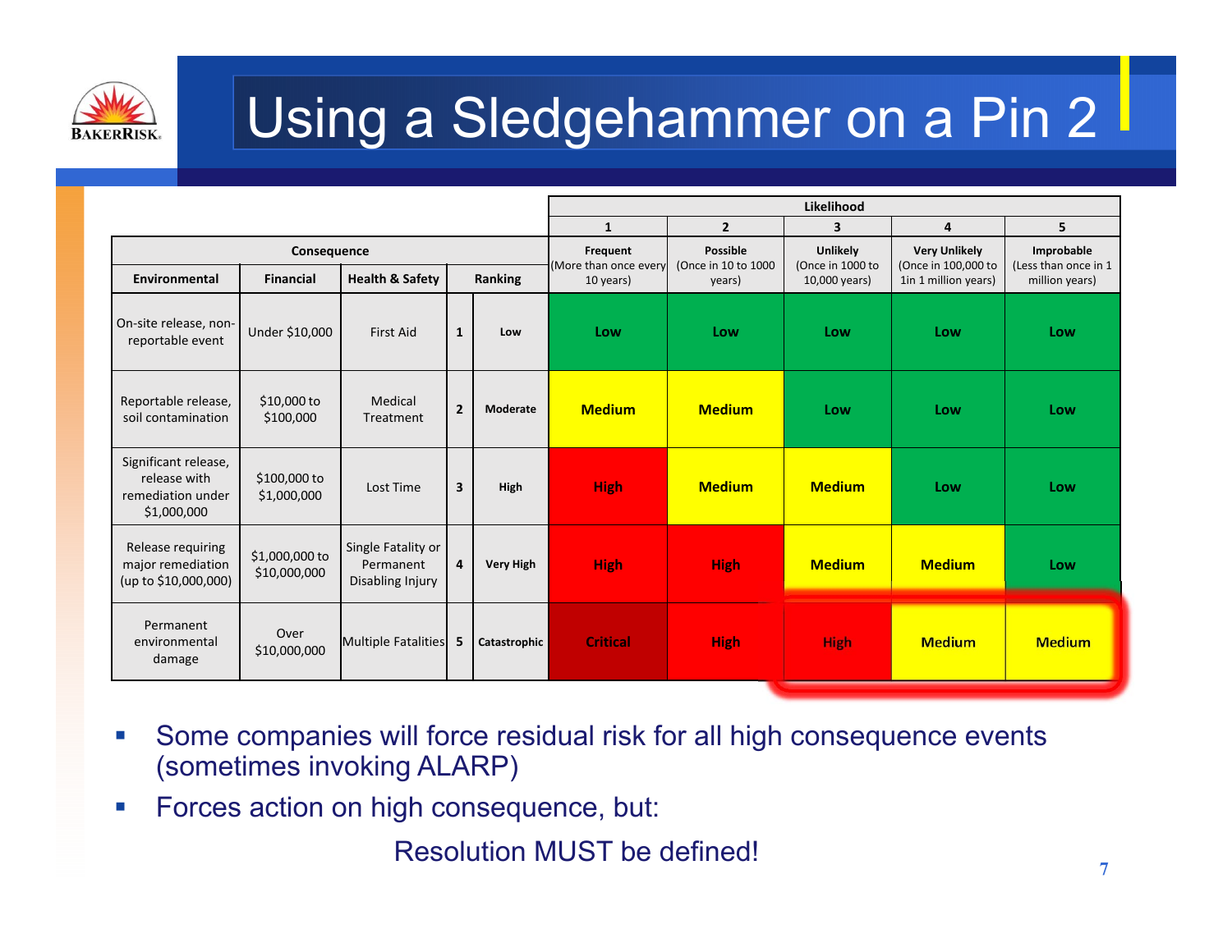# Using a Sledgehammer on a Pin 2

| Consequence | | | | | Likelihood | | | | |
|---|---|---|---|---|---|---|---|---|---|
| | | | | | 1 | 2 | 3 | 4 | 5 |
| Environmental | Financial | Health & Safety | Ranking | | Frequent (More than once every 10 years) | Possible (Once in 10 to 1000 years) | Unlikely (Once in 1000 to 10,000 years) | Very Unlikely (Once in 100,000 to 1in 1 million years) | Improbable (Less than once in 1 million years) |
| On-site release, non-reportable event | Under $10,000 | First Aid | 1 | Low | Low | Low | Low | Low | Low |
| Reportable release, soil contamination | $10,000 to $100,000 | Medical Treatment | 2 | Moderate | Medium | Medium | Low | Low | Low |
| Significant release, release with remediation under $1,000,000 | $100,000 to $1,000,000 | Lost Time | 3 | High | High | Medium | Medium | Low | Low |
| Release requiring major remediation (up to $10,000,000) | $1,000,000 to $10,000,000 | Single Fatality or Permanent Disabling Injury | 4 | Very High | High | High | Medium | Medium | Low |
| Permanent environmental damage | Over $10,000,000 | Multiple Fatalities | 5 | Catastrophic | Critical | High | High | Medium | Medium |

- Some companies will force residual risk for all high consequence events (sometimes invoking ALARP)
- Forces action on high consequence, but:

Resolution MUST be defined!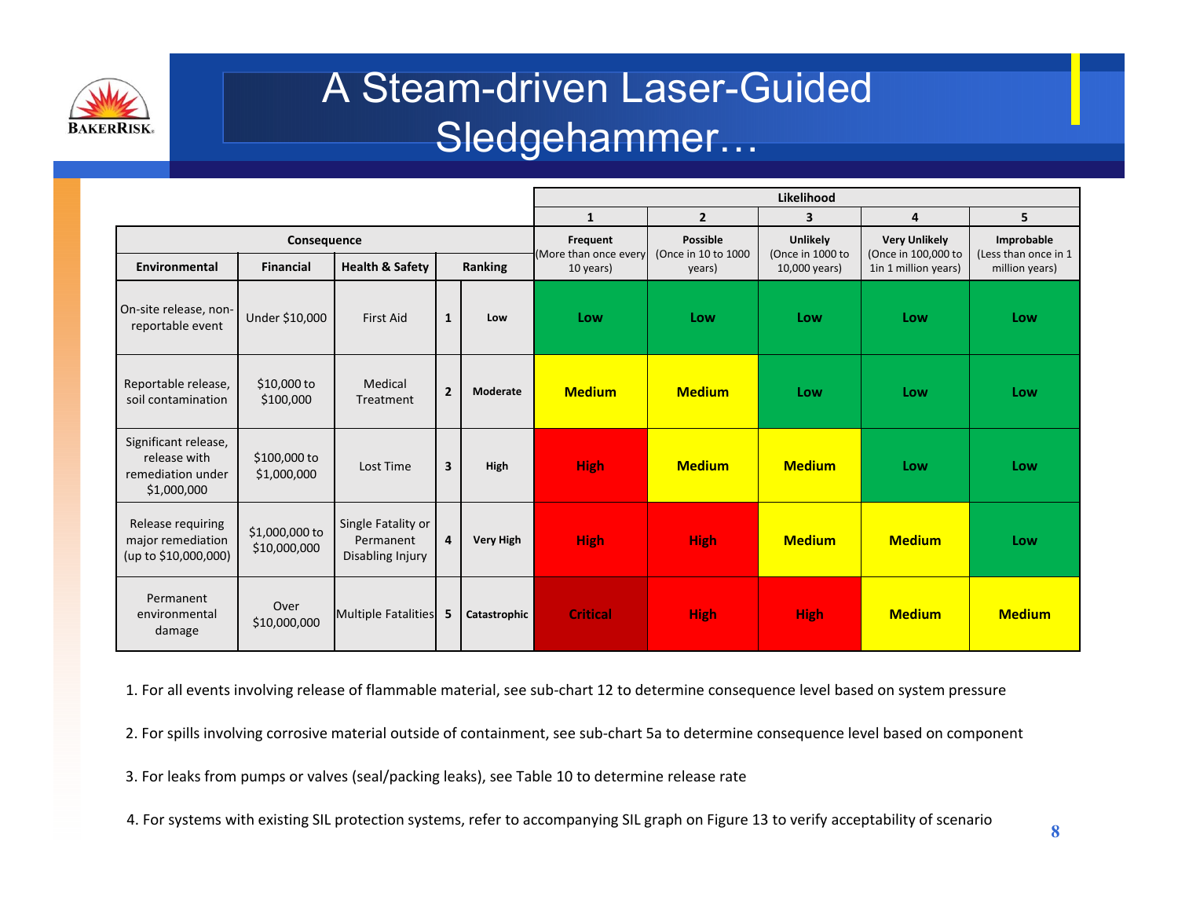# A Steam-driven Laser-Guided Sledgehammer…

| Consequence | | | | | Likelihood | | | | |
|---|---|---|---|---|---|---|---|---|---|
| | | | | | 1 | 2 | 3 | 4 | 5 |
| Environmental | Financial | Health & Safety | Ranking | | Frequent (More than once every 10 years) | Possible (Once in 10 to 1000 years) | Unlikely (Once in 1000 to 10,000 years) | Very Unlikely (Once in 100,000 to 1in 1 million years) | Improbable (Less than once in 1 million years) |
| On-site release, non-reportable event | Under $10,000 | First Aid | 1 | Low | Low | Low | Low | Low | Low |
| Reportable release, soil contamination | $10,000 to $100,000 | Medical Treatment | 2 | Moderate | Medium | Medium | Low | Low | Low |
| Significant release, release with remediation under $1,000,000 | $100,000 to $1,000,000 | Lost Time | 3 | High | High | Medium | Medium | Low | Low |
| Release requiring major remediation (up to $10,000,000) | $1,000,000 to $10,000,000 | Single Fatality or Permanent Disabling Injury | 4 | Very High | High | High | Medium | Medium | Low |
| Permanent environmental damage | Over $10,000,000 | Multiple Fatalities | 5 | Catastrophic | Critical | High | High | Medium | Medium |

1. For all events involving release of flammable material, see sub-chart 12 to determine consequence level based on system pressure
2. For spills involving corrosive material outside of containment, see sub-chart 5a to determine consequence level based on component
3. For leaks from pumps or valves (seal/packing leaks), see Table 10 to determine release rate
4. For systems with existing SIL protection systems, refer to accompanying SIL graph on Figure 13 to verify acceptability of scenario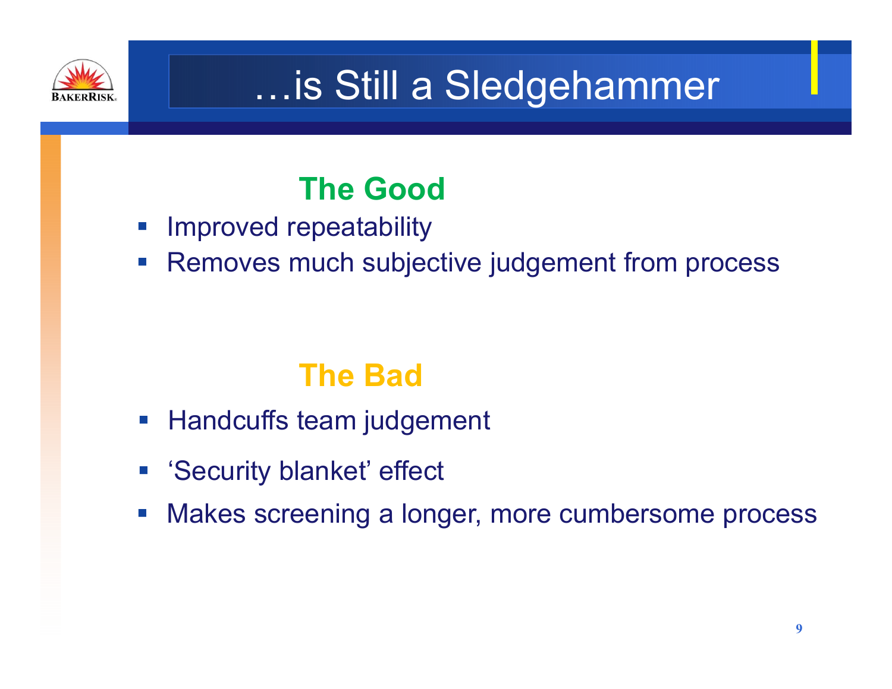# …is Still a Sledgehammer

## The Good

- Improved repeatability
- Removes much subjective judgement from process

## The Bad

- Handcuffs team judgement
- 'Security blanket' effect
- Makes screening a longer, more cumbersome process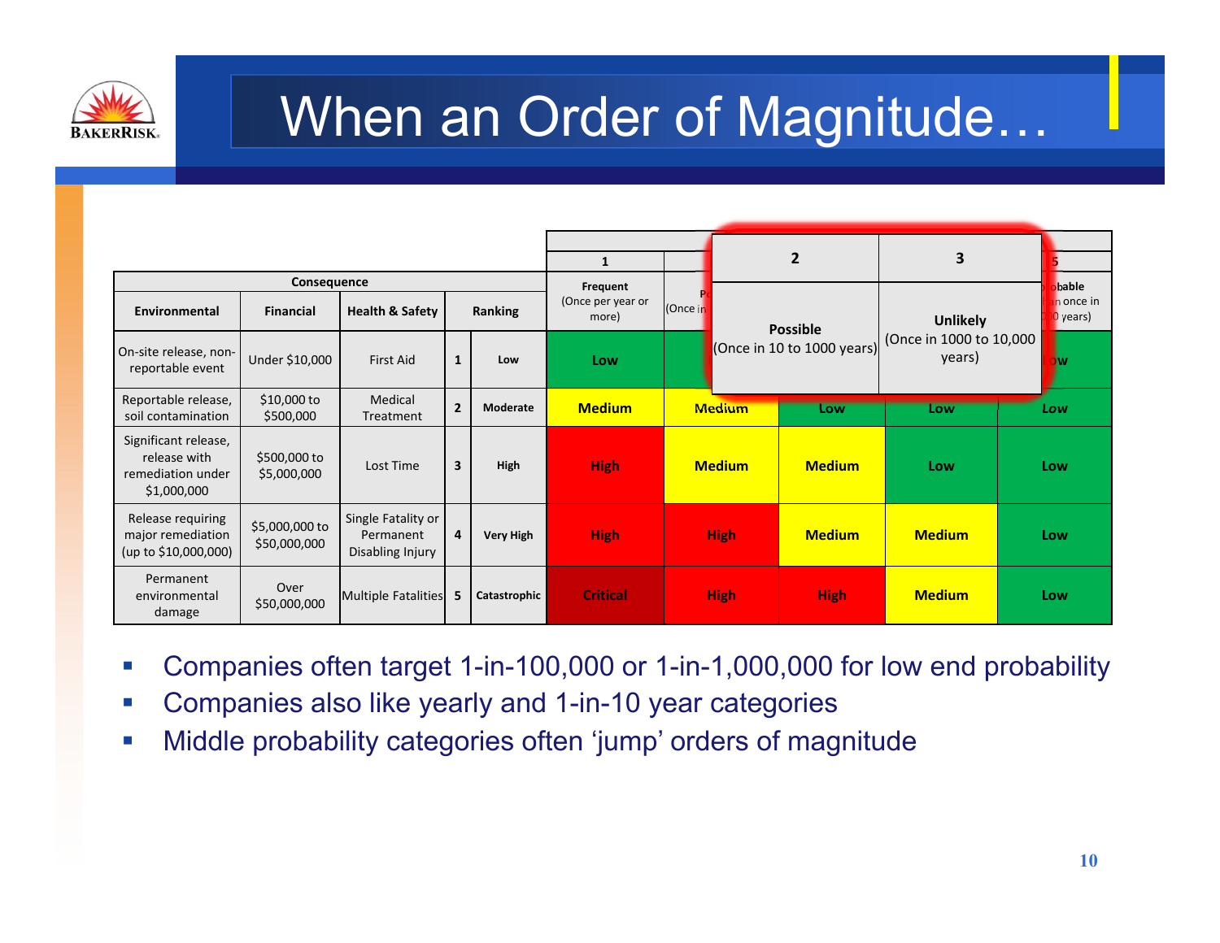# When an Order of Magnitude…

| Consequence | | | Ranking | | 1 | 2 | 3 | 4 | 5 |
|---|---|---|---|---|---|---|---|---|---|
| Environmental | Financial | Health & Safety | | | Frequent (Once per year or more) | Possible (Once in 10 to 1000 years) | Unlikely (Once in 1000 to 10,000 years) | | ...obable ...n once in ...0 years) |
| On-site release, non-reportable event | Under $10,000 | First Aid | 1 | Low | Low | | | | ...ow |
| Reportable release, soil contamination | $10,000 to $500,000 | Medical Treatment | 2 | Moderate | Medium | Medium | Low | Low | Low |
| Significant release, release with remediation under $1,000,000 | $500,000 to $5,000,000 | Lost Time | 3 | High | High | Medium | Medium | Low | Low |
| Release requiring major remediation (up to $10,000,000) | $5,000,000 to $50,000,000 | Single Fatality or Permanent Disabling Injury | 4 | Very High | High | High | Medium | Medium | Low |
| Permanent environmental damage | Over $50,000,000 | Multiple Fatalities | 5 | Catastrophic | Critical | High | High | Medium | Low |

- Companies often target 1-in-100,000 or 1-in-1,000,000 for low end probability
- Companies also like yearly and 1-in-10 year categories
- Middle probability categories often 'jump' orders of magnitude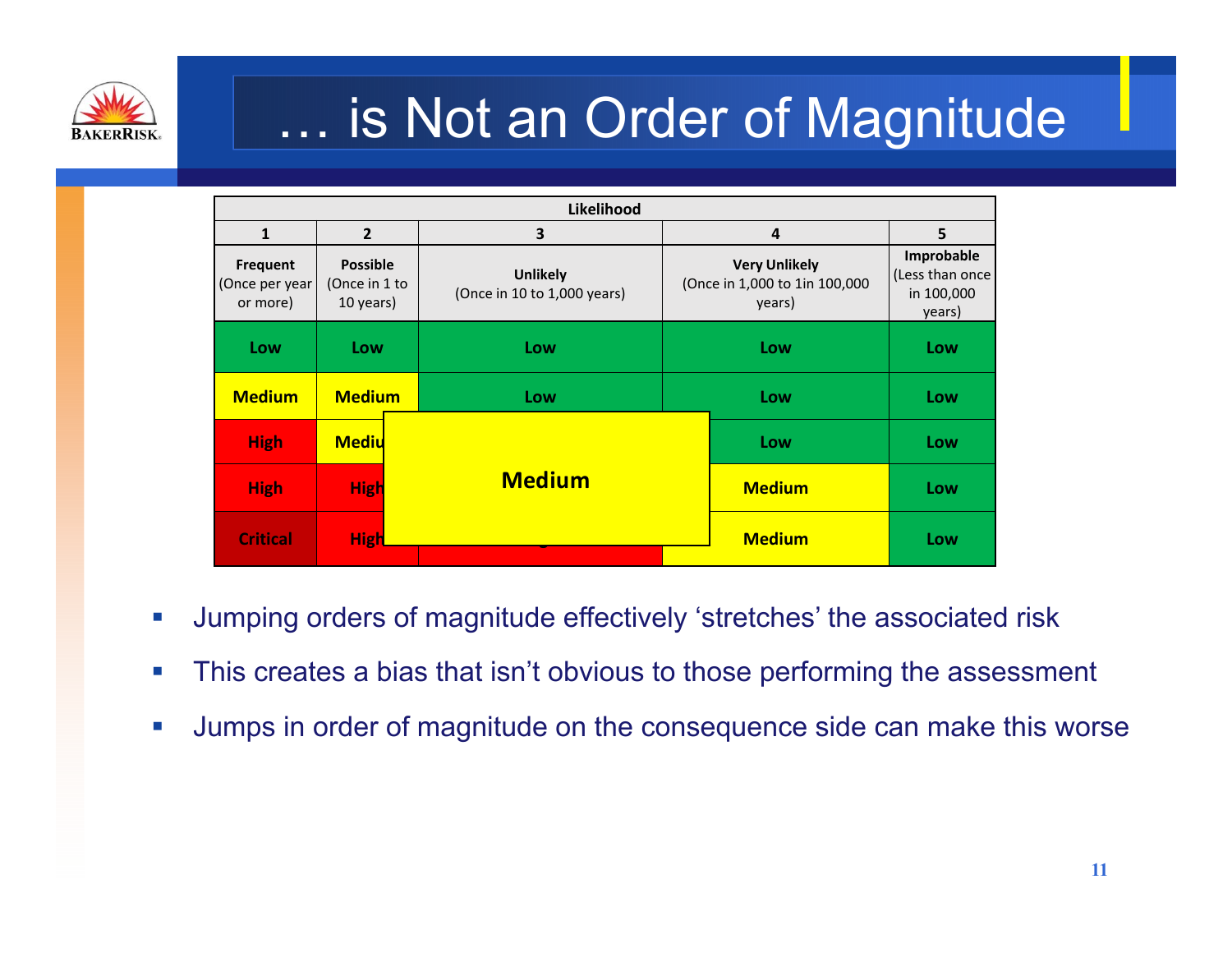# … is Not an Order of Magnitude

| Likelihood | | | | |
|---|---|---|---|---|
| 1 | 2 | 3 | 4 | 5 |
| Frequent (Once per year or more) | Possible (Once in 1 to 10 years) | Unlikely (Once in 10 to 1,000 years) | Very Unlikely (Once in 1,000 to 1in 100,000 years) | Improbable (Less than once in 100,000 years) |
| Low | Low | Low | Low | Low |
| Medium | Medium | Low | Low | Low |
| High | Mediu | Medium | Low | Low |
| High | High | | Medium | Low |
| Critical | High | | Medium | Low |

- Jumping orders of magnitude effectively 'stretches' the associated risk
- This creates a bias that isn't obvious to those performing the assessment
- Jumps in order of magnitude on the consequence side can make this worse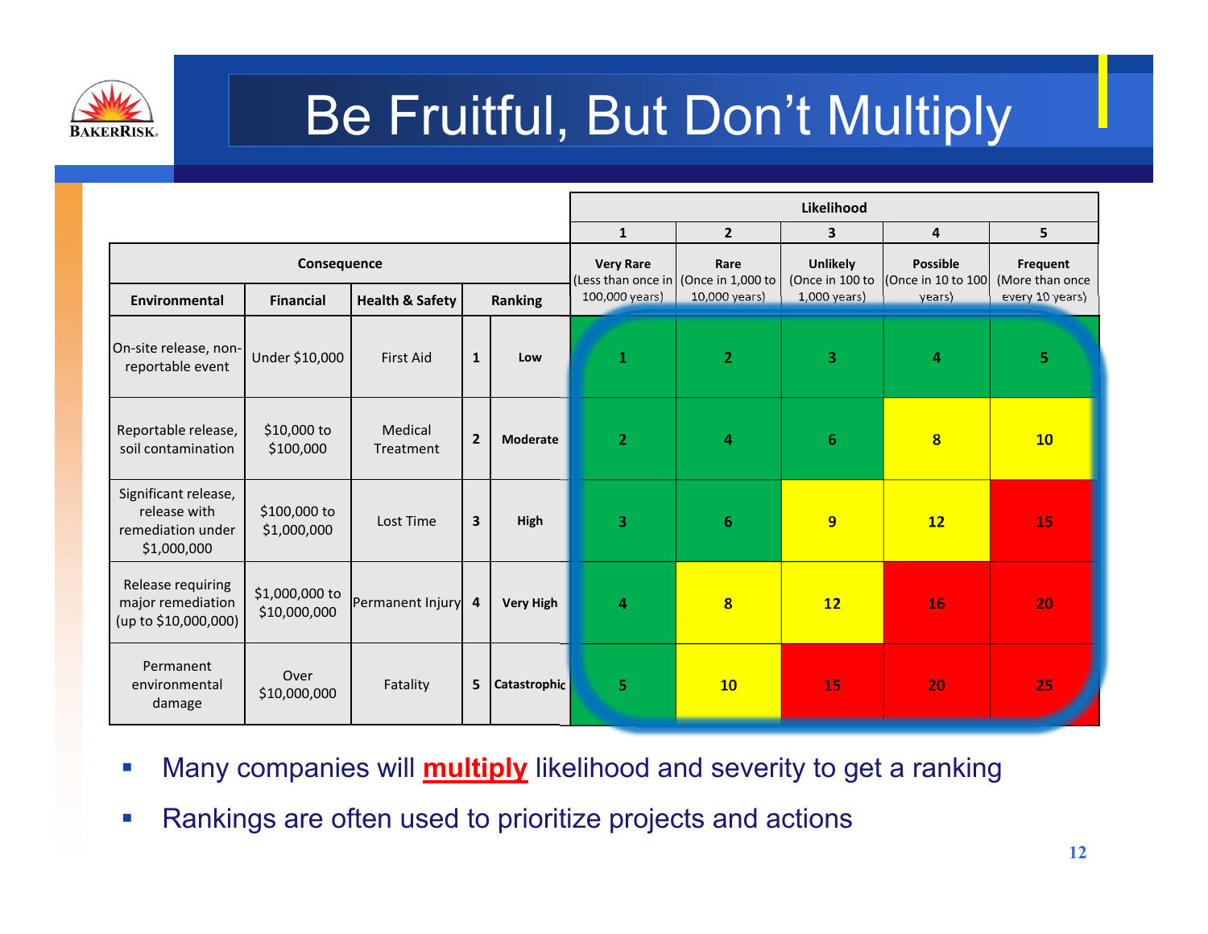# Be Fruitful, But Don't Multiply

| Consequence | | | | | Likelihood | | | | |
|---|---|---|---|---|---|---|---|---|---|
| | | | | | 1 | 2 | 3 | 4 | 5 |
| Environmental | Financial | Health & Safety | Ranking | | Very Rare (Less than once in 100,000 years) | Rare (Once in 1,000 to 10,000 years) | Unlikely (Once in 100 to 1,000 years) | Possible (Once in 10 to 100 years) | Frequent (More than once every 10 years) |
| On-site release, non-reportable event | Under $10,000 | First Aid | 1 | Low | 1 | 2 | 3 | 4 | 5 |
| Reportable release, soil contamination | $10,000 to $100,000 | Medical Treatment | 2 | Moderate | 2 | 4 | 6 | 8 | 10 |
| Significant release, release with remediation under $1,000,000 | $100,000 to $1,000,000 | Lost Time | 3 | High | 3 | 6 | 9 | 12 | 15 |
| Release requiring major remediation (up to $10,000,000) | $1,000,000 to $10,000,000 | Permanent Injury | 4 | Very High | 4 | 8 | 12 | 16 | 20 |
| Permanent environmental damage | Over $10,000,000 | Fatality | 5 | Catastrophic | 5 | 10 | 15 | 20 | 25 |

- Many companies will **multiply** likelihood and severity to get a ranking
- Rankings are often used to prioritize projects and actions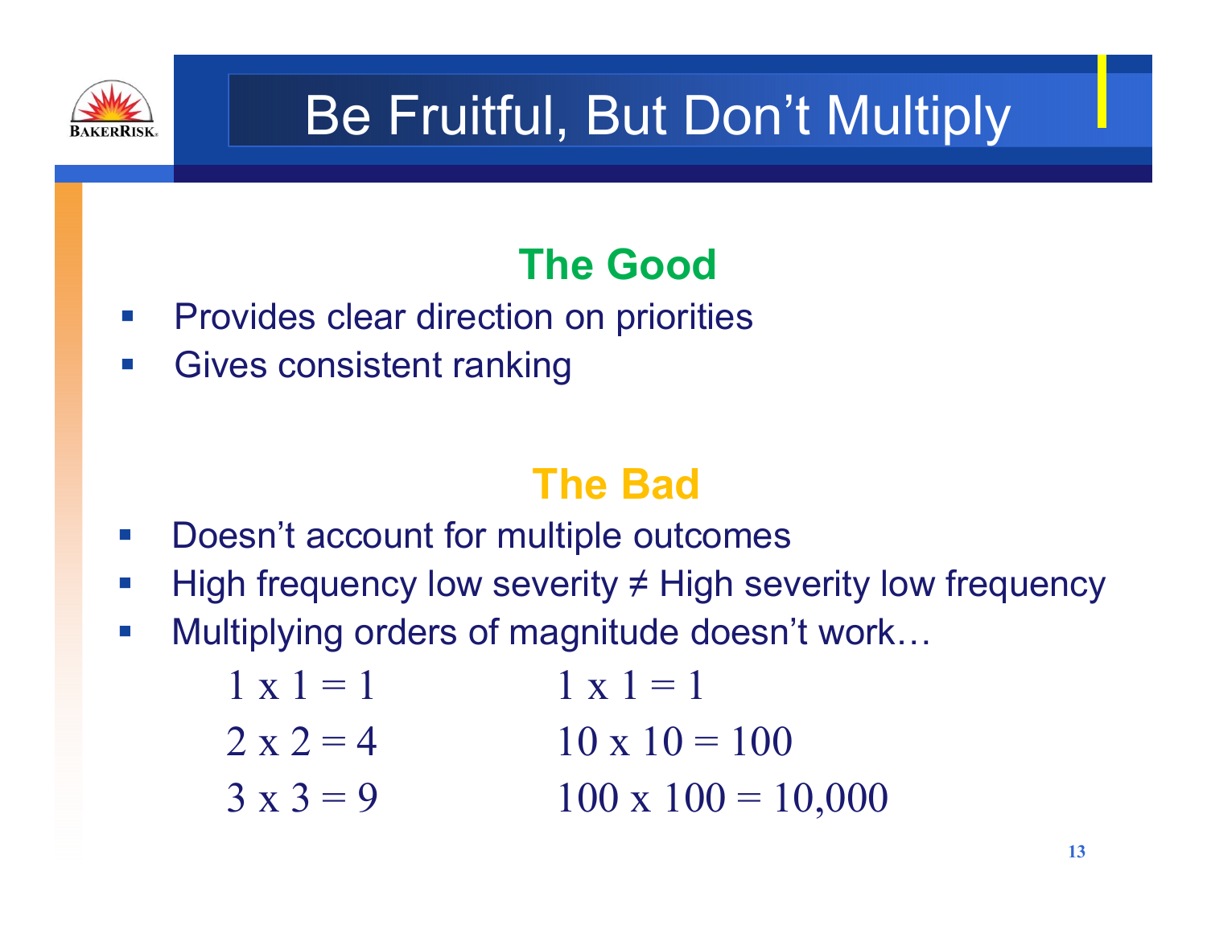# Be Fruitful, But Don't Multiply

## The Good

- Provides clear direction on priorities
- Gives consistent ranking

## The Bad

- Doesn't account for multiple outcomes
- High frequency low severity ≠ High severity low frequency
- Multiplying orders of magnitude doesn't work…

| | |
|---|---|
| $1 \times 1 = 1$ | $1 \times 1 = 1$ |
| $2 \times 2 = 4$ | $10 \times 10 = 100$ |
| $3 \times 3 = 9$ | $100 \times 100 = 10{,}000$ |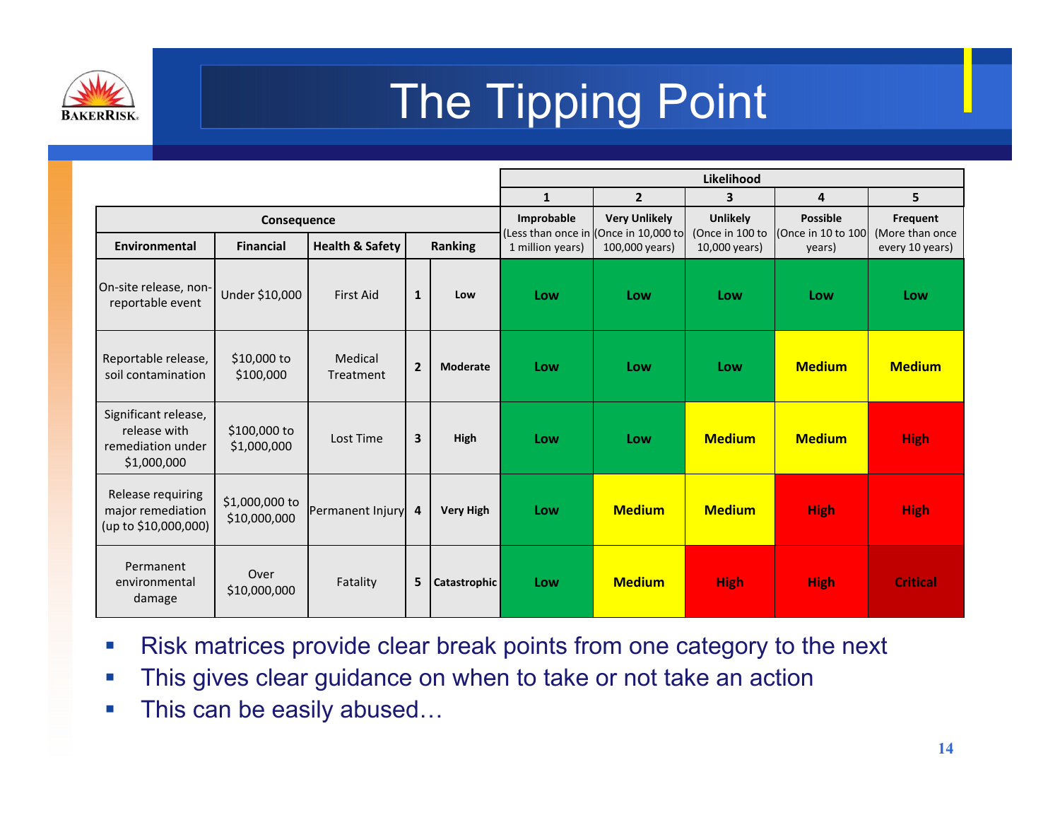# The Tipping Point

| Consequence | | | | | Likelihood | | | | |
|---|---|---|---|---|---|---|---|---|---|
| | | | | | 1 | 2 | 3 | 4 | 5 |
| Environmental | Financial | Health & Safety | Ranking | | Improbable (Less than once in 1 million years) | Very Unlikely (Once in 10,000 to 100,000 years) | Unlikely (Once in 100 to 10,000 years) | Possible (Once in 10 to 100 years) | Frequent (More than once every 10 years) |
| On-site release, non-reportable event | Under $10,000 | First Aid | 1 | Low | Low | Low | Low | Low | Low |
| Reportable release, soil contamination | $10,000 to $100,000 | Medical Treatment | 2 | Moderate | Low | Low | Low | Medium | Medium |
| Significant release, release with remediation under $1,000,000 | $100,000 to $1,000,000 | Lost Time | 3 | High | Low | Low | Medium | Medium | High |
| Release requiring major remediation (up to $10,000,000) | $1,000,000 to $10,000,000 | Permanent Injury | 4 | Very High | Low | Medium | Medium | High | High |
| Permanent environmental damage | Over $10,000,000 | Fatality | 5 | Catastrophic | Low | Medium | High | High | Critical |

- Risk matrices provide clear break points from one category to the next
- This gives clear guidance on when to take or not take an action
- This can be easily abused…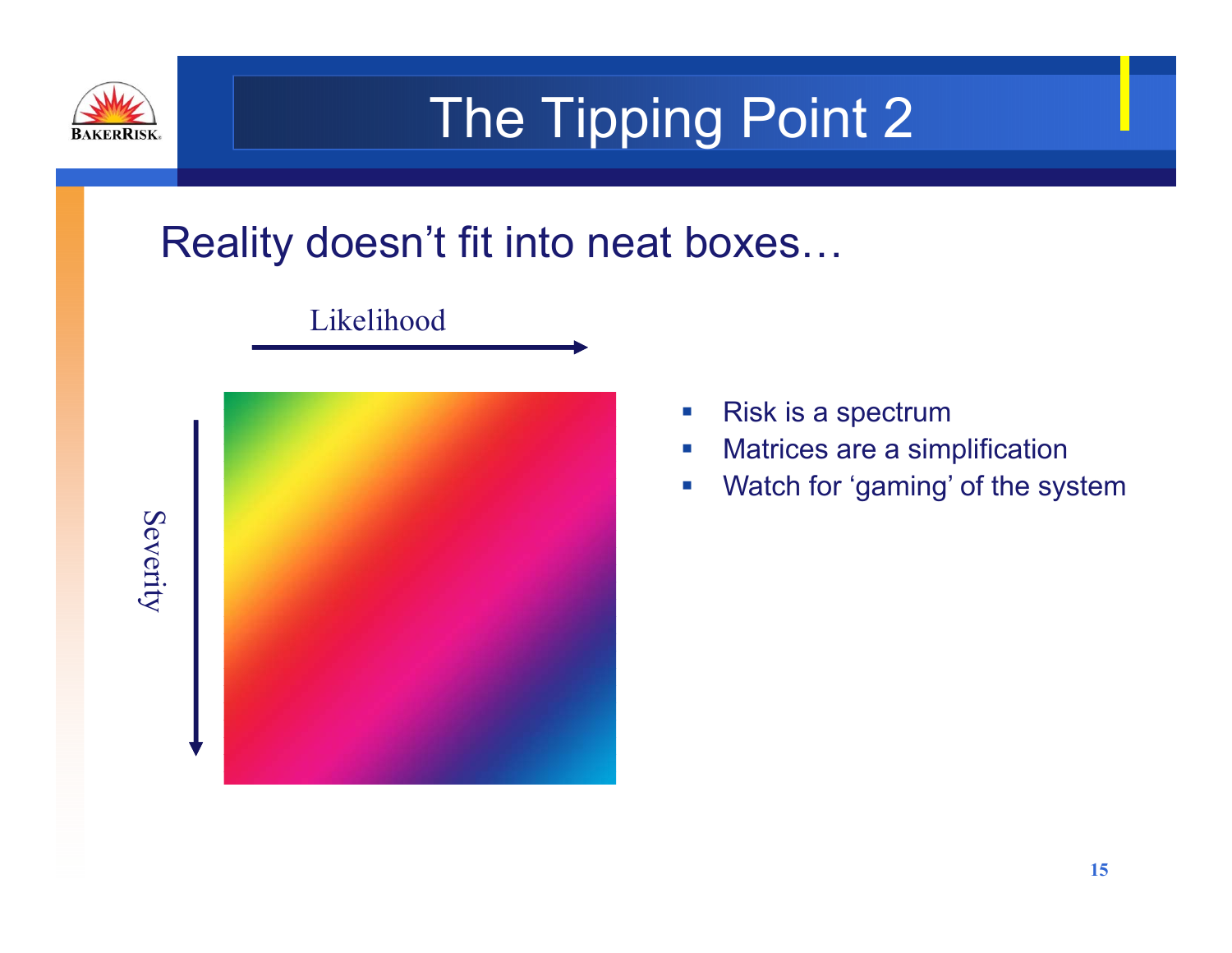# The Tipping Point 2

## Reality doesn't fit into neat boxes…

Likelihood

Severity

- Risk is a spectrum
- Matrices are a simplification
- Watch for 'gaming' of the system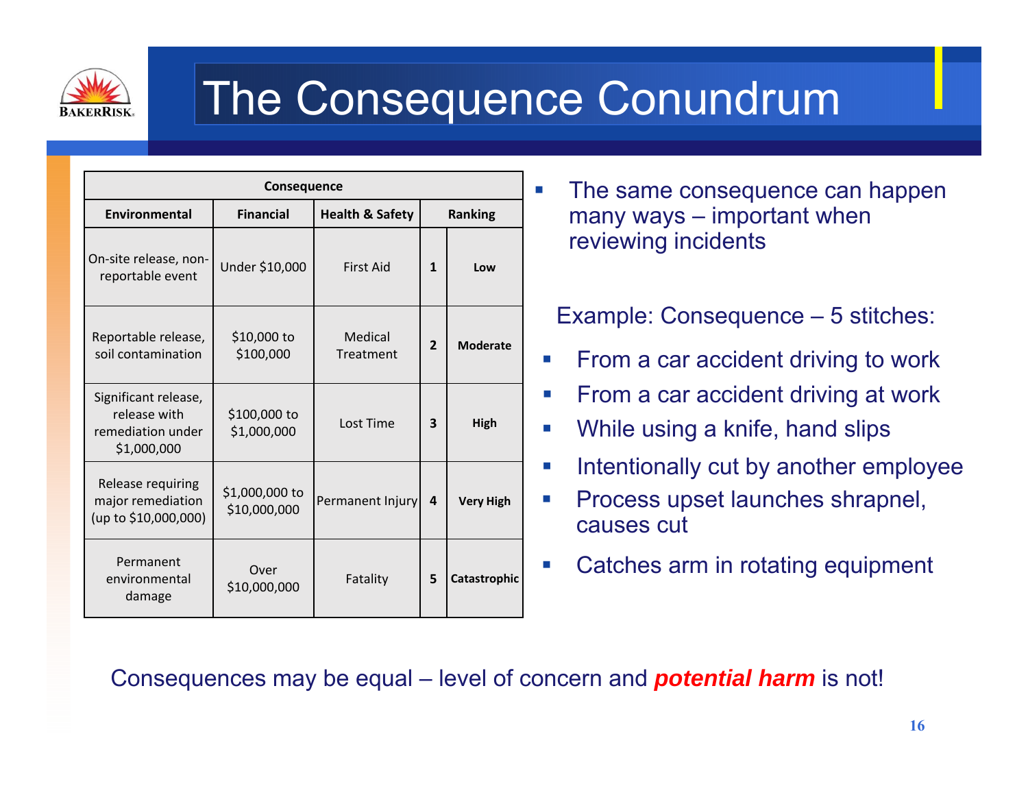# The Consequence Conundrum

| Consequence | | | | |
|---|---|---|---|---|
| **Environmental** | **Financial** | **Health & Safety** | **Ranking** | |
| On-site release, non-reportable event | Under $10,000 | First Aid | **1** | **Low** |
| Reportable release, soil contamination | $10,000 to $100,000 | Medical Treatment | **2** | **Moderate** |
| Significant release, release with remediation under $1,000,000 | $100,000 to $1,000,000 | Lost Time | **3** | **High** |
| Release requiring major remediation (up to $10,000,000) | $1,000,000 to $10,000,000 | Permanent Injury | **4** | **Very High** |
| Permanent environmental damage | Over $10,000,000 | Fatality | **5** | **Catastrophic** |

- The same consequence can happen many ways – important when reviewing incidents

Example: Consequence – 5 stitches:

- From a car accident driving to work
- From a car accident driving at work
- While using a knife, hand slips
- Intentionally cut by another employee
- Process upset launches shrapnel, causes cut
- Catches arm in rotating equipment

Consequences may be equal – level of concern and ***potential harm*** is not!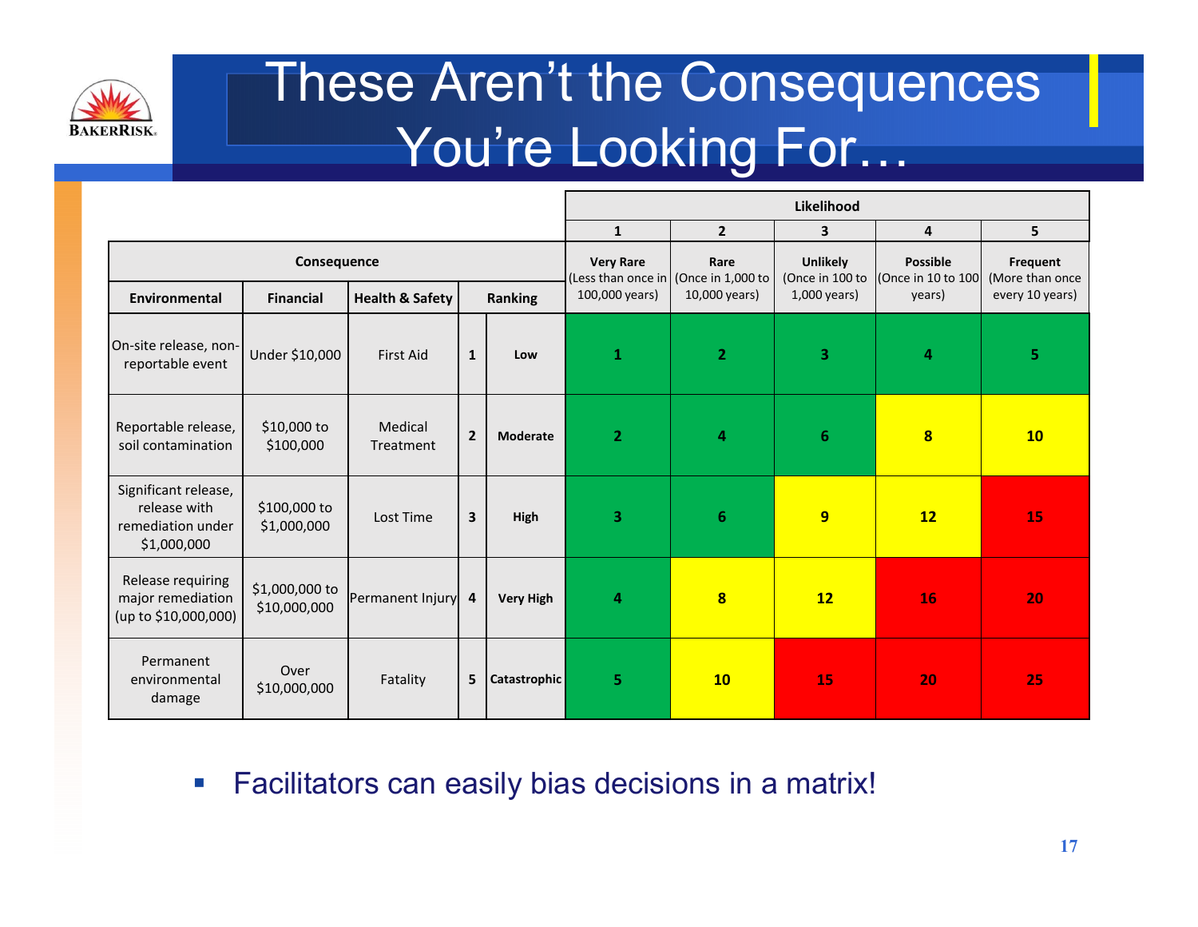# These Aren't the Consequences You're Looking For…

| Consequence | | | | | Likelihood | | | | |
|---|---|---|---|---|---|---|---|---|---|
| | | | | | 1 | 2 | 3 | 4 | 5 |
| Environmental | Financial | Health & Safety | Ranking | | Very Rare (Less than once in 100,000 years) | Rare (Once in 1,000 to 10,000 years) | Unlikely (Once in 100 to 1,000 years) | Possible (Once in 10 to 100 years) | Frequent (More than once every 10 years) |
| On-site release, non-reportable event | Under $10,000 | First Aid | 1 | Low | 1 | 2 | 3 | 4 | 5 |
| Reportable release, soil contamination | $10,000 to $100,000 | Medical Treatment | 2 | Moderate | 2 | 4 | 6 | 8 | 10 |
| Significant release, release with remediation under $1,000,000 | $100,000 to $1,000,000 | Lost Time | 3 | High | 3 | 6 | 9 | 12 | 15 |
| Release requiring major remediation (up to $10,000,000) | $1,000,000 to $10,000,000 | Permanent Injury | 4 | Very High | 4 | 8 | 12 | 16 | 20 |
| Permanent environmental damage | Over $10,000,000 | Fatality | 5 | Catastrophic | 5 | 10 | 15 | 20 | 25 |

- Facilitators can easily bias decisions in a matrix!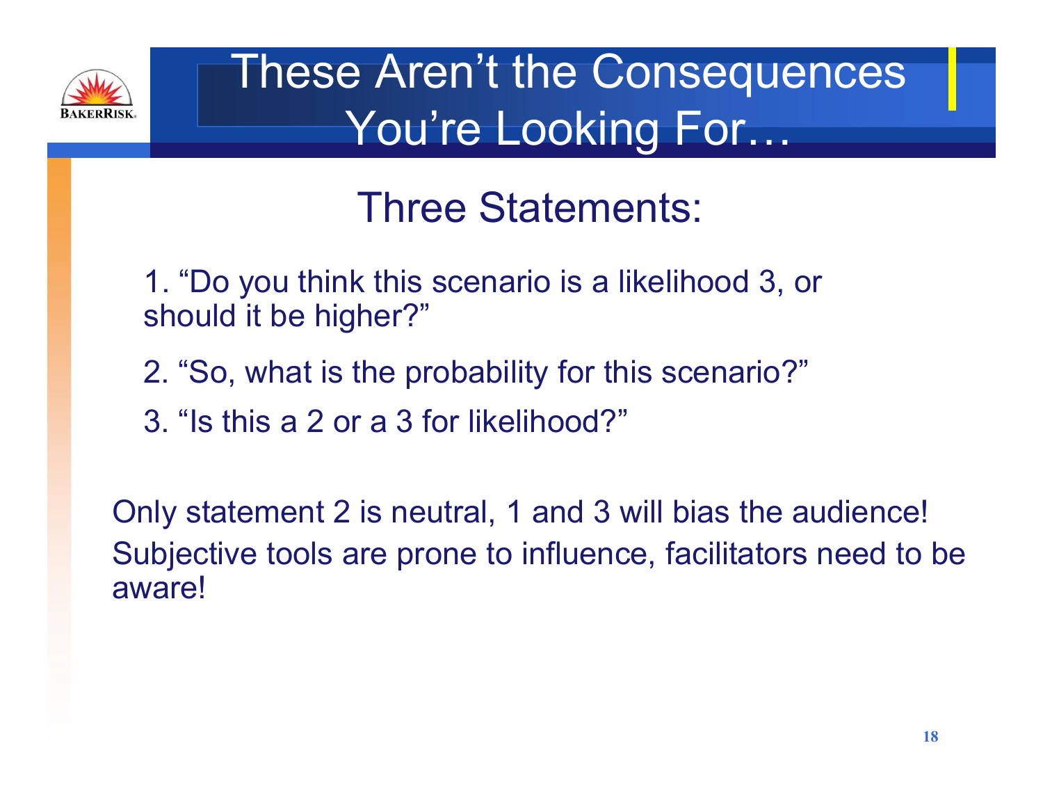# These Aren't the Consequences You're Looking For…

## Three Statements:

1. "Do you think this scenario is a likelihood 3, or should it be higher?"
2. "So, what is the probability for this scenario?"
3. "Is this a 2 or a 3 for likelihood?"

Only statement 2 is neutral, 1 and 3 will bias the audience!

Subjective tools are prone to influence, facilitators need to be aware!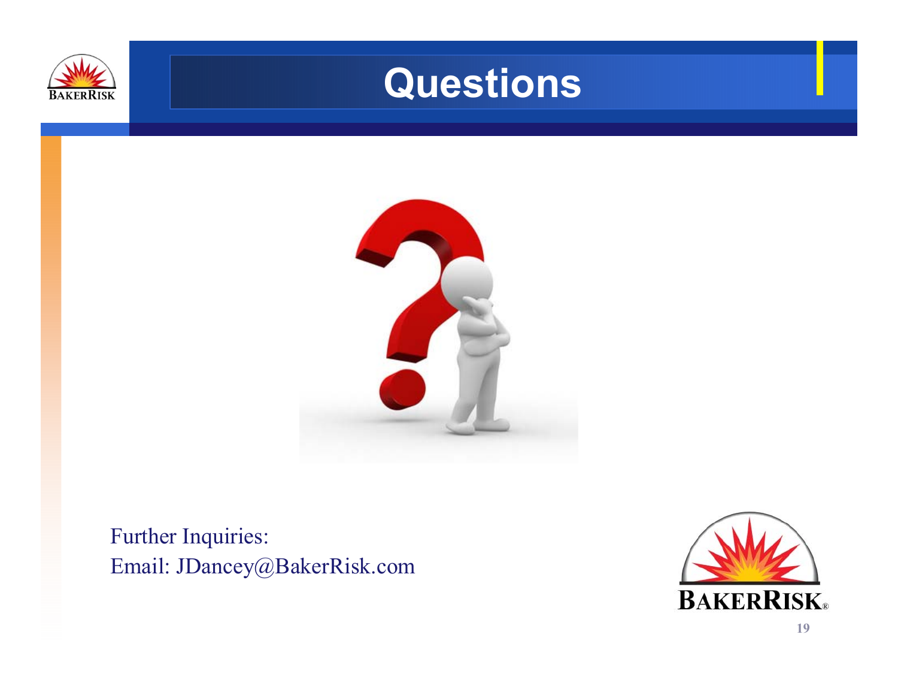# Questions

Further Inquiries:
Email: JDancey@BakerRisk.com